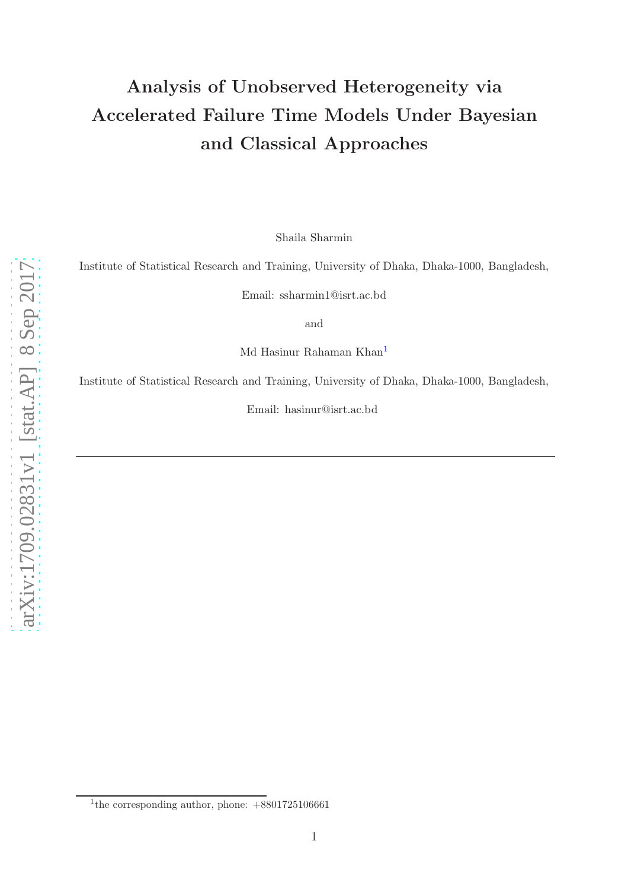# Analysis of Unobserved Heterogeneity via Accelerated Failure Time Models Under Bayesian and Classical Approaches

Shaila Sharmin

Institute of Statistical Research and Training, University of Dhaka, Dhaka-1000, Bangladesh,

Email: ssharmin1@isrt.ac.bd

and

Md Hasinur Rahaman Khan[1]

Institute of Statistical Research and Training, University of Dhaka, Dhaka-1000, Bangladesh,

Email: hasinur@isrt.ac.bd

---

[1]the corresponding author, phone: +8801725106661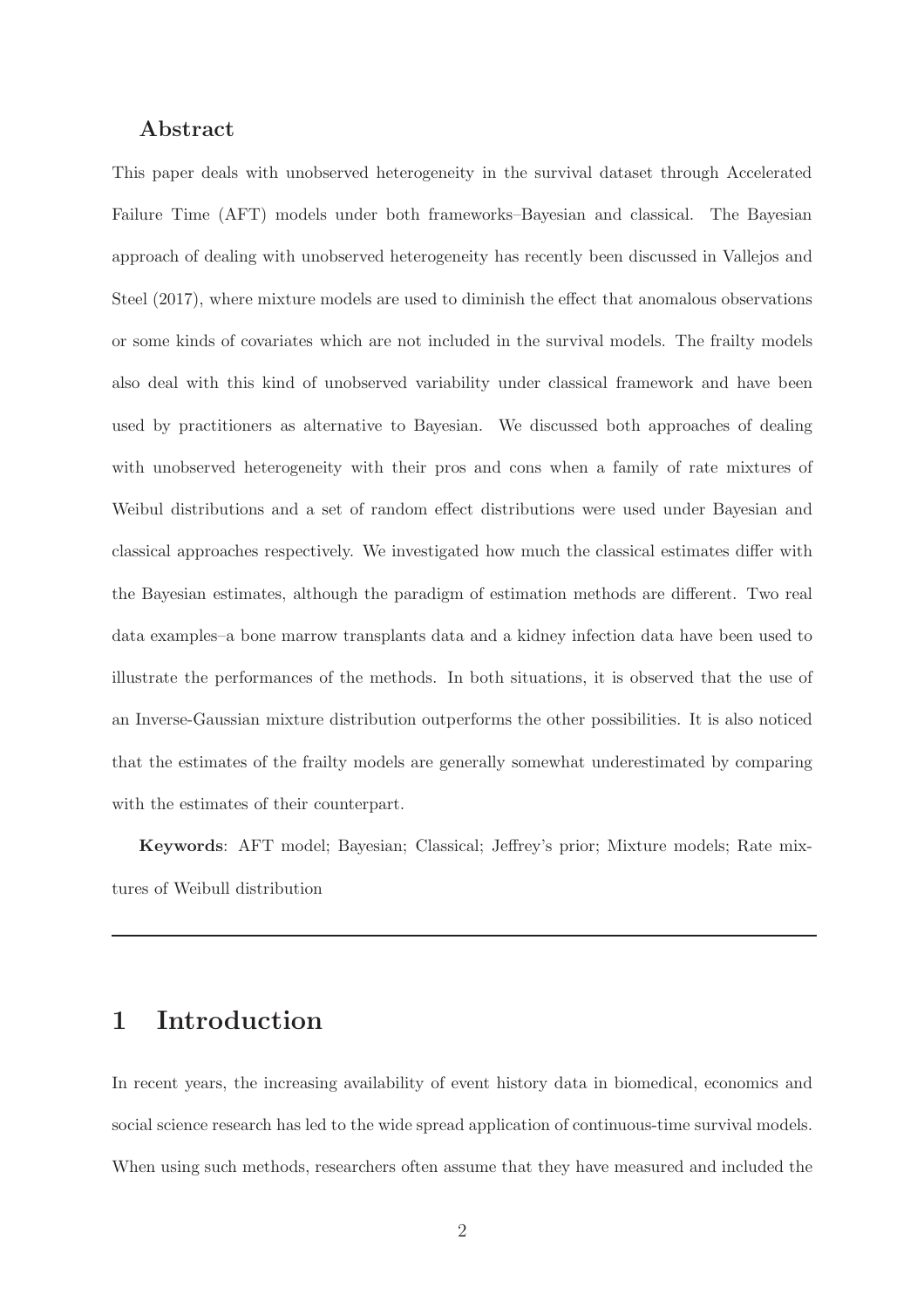### Abstract

This paper deals with unobserved heterogeneity in the survival dataset through Accelerated Failure Time (AFT) models under both frameworks–Bayesian and classical. The Bayesian approach of dealing with unobserved heterogeneity has recently been discussed in Vallejos and Steel (2017), where mixture models are used to diminish the effect that anomalous observations or some kinds of covariates which are not included in the survival models. The frailty models also deal with this kind of unobserved variability under classical framework and have been used by practitioners as alternative to Bayesian. We discussed both approaches of dealing with unobserved heterogeneity with their pros and cons when a family of rate mixtures of Weibul distributions and a set of random effect distributions were used under Bayesian and classical approaches respectively. We investigated how much the classical estimates differ with the Bayesian estimates, although the paradigm of estimation methods are different. Two real data examples–a bone marrow transplants data and a kidney infection data have been used to illustrate the performances of the methods. In both situations, it is observed that the use of an Inverse-Gaussian mixture distribution outperforms the other possibilities. It is also noticed that the estimates of the frailty models are generally somewhat underestimated by comparing with the estimates of their counterpart.

**Keywords**: AFT model; Bayesian; Classical; Jeffrey's prior; Mixture models; Rate mixtures of Weibull distribution

---

# 1 Introduction

In recent years, the increasing availability of event history data in biomedical, economics and social science research has led to the wide spread application of continuous-time survival models. When using such methods, researchers often assume that they have measured and included the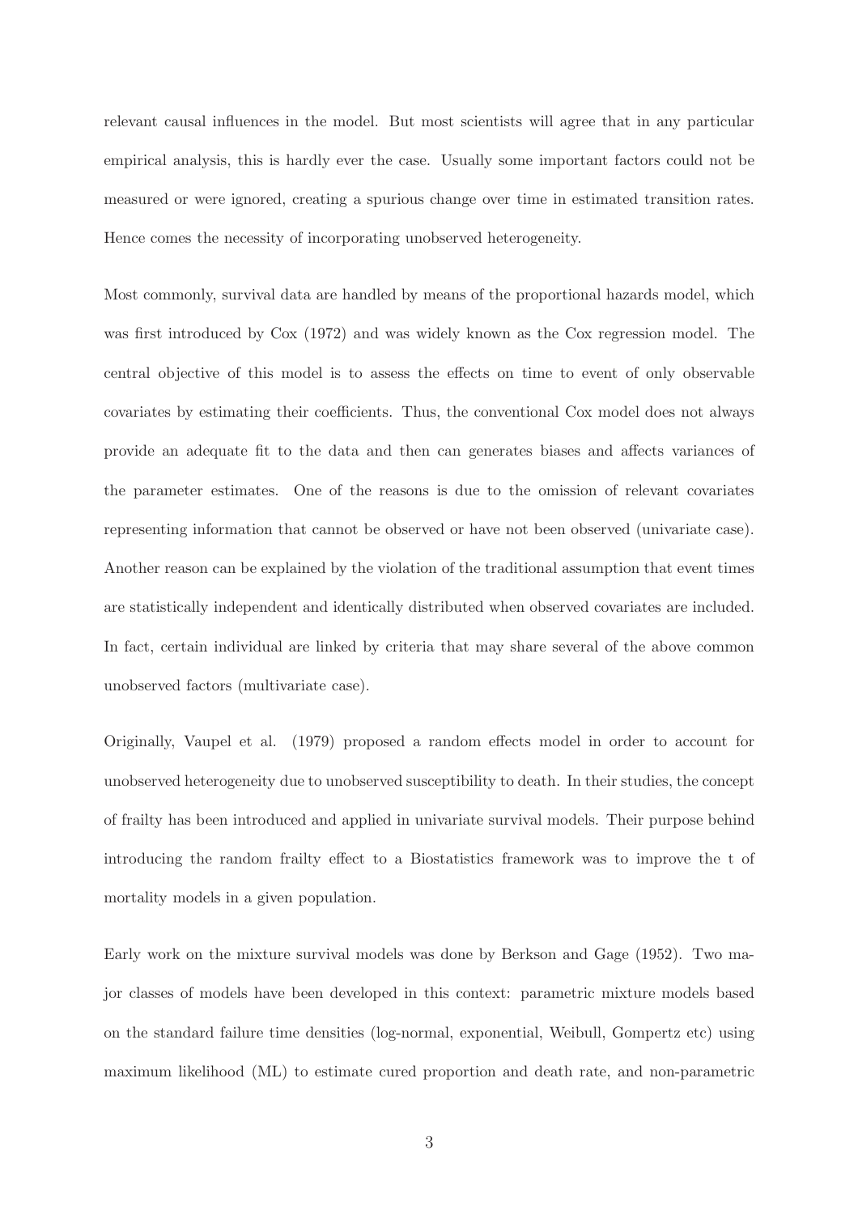relevant causal influences in the model. But most scientists will agree that in any particular empirical analysis, this is hardly ever the case. Usually some important factors could not be measured or were ignored, creating a spurious change over time in estimated transition rates. Hence comes the necessity of incorporating unobserved heterogeneity.

Most commonly, survival data are handled by means of the proportional hazards model, which was first introduced by Cox (1972) and was widely known as the Cox regression model. The central objective of this model is to assess the effects on time to event of only observable covariates by estimating their coefficients. Thus, the conventional Cox model does not always provide an adequate fit to the data and then can generates biases and affects variances of the parameter estimates. One of the reasons is due to the omission of relevant covariates representing information that cannot be observed or have not been observed (univariate case). Another reason can be explained by the violation of the traditional assumption that event times are statistically independent and identically distributed when observed covariates are included. In fact, certain individual are linked by criteria that may share several of the above common unobserved factors (multivariate case).

Originally, Vaupel et al. (1979) proposed a random effects model in order to account for unobserved heterogeneity due to unobserved susceptibility to death. In their studies, the concept of frailty has been introduced and applied in univariate survival models. Their purpose behind introducing the random frailty effect to a Biostatistics framework was to improve the t of mortality models in a given population.

Early work on the mixture survival models was done by Berkson and Gage (1952). Two major classes of models have been developed in this context: parametric mixture models based on the standard failure time densities (log-normal, exponential, Weibull, Gompertz etc) using maximum likelihood (ML) to estimate cured proportion and death rate, and non-parametric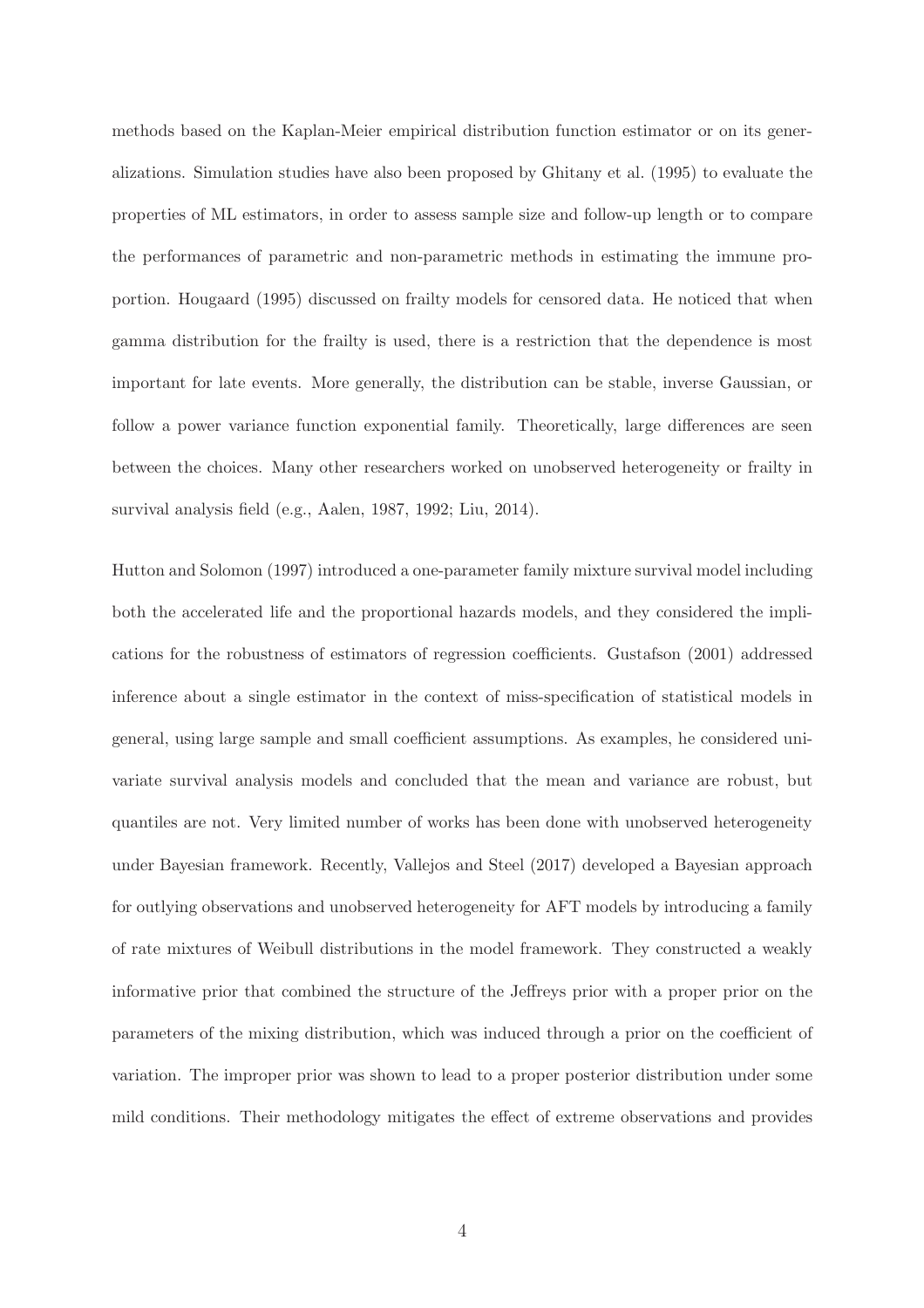methods based on the Kaplan-Meier empirical distribution function estimator or on its generalizations. Simulation studies have also been proposed by Ghitany et al. (1995) to evaluate the properties of ML estimators, in order to assess sample size and follow-up length or to compare the performances of parametric and non-parametric methods in estimating the immune proportion. Hougaard (1995) discussed on frailty models for censored data. He noticed that when gamma distribution for the frailty is used, there is a restriction that the dependence is most important for late events. More generally, the distribution can be stable, inverse Gaussian, or follow a power variance function exponential family. Theoretically, large differences are seen between the choices. Many other researchers worked on unobserved heterogeneity or frailty in survival analysis field (e.g., Aalen, 1987, 1992; Liu, 2014).

Hutton and Solomon (1997) introduced a one-parameter family mixture survival model including both the accelerated life and the proportional hazards models, and they considered the implications for the robustness of estimators of regression coefficients. Gustafson (2001) addressed inference about a single estimator in the context of miss-specification of statistical models in general, using large sample and small coefficient assumptions. As examples, he considered univariate survival analysis models and concluded that the mean and variance are robust, but quantiles are not. Very limited number of works has been done with unobserved heterogeneity under Bayesian framework. Recently, Vallejos and Steel (2017) developed a Bayesian approach for outlying observations and unobserved heterogeneity for AFT models by introducing a family of rate mixtures of Weibull distributions in the model framework. They constructed a weakly informative prior that combined the structure of the Jeffreys prior with a proper prior on the parameters of the mixing distribution, which was induced through a prior on the coefficient of variation. The improper prior was shown to lead to a proper posterior distribution under some mild conditions. Their methodology mitigates the effect of extreme observations and provides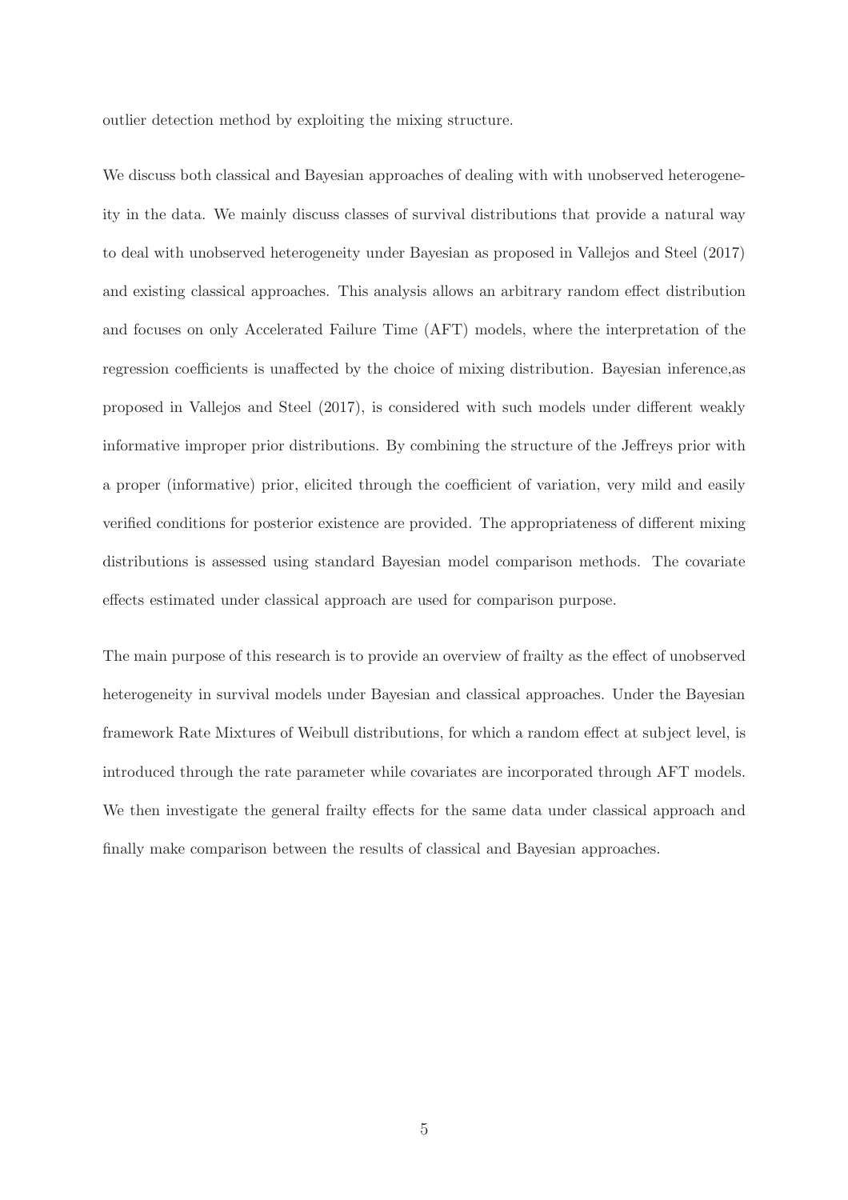outlier detection method by exploiting the mixing structure.

We discuss both classical and Bayesian approaches of dealing with with unobserved heterogeneity in the data. We mainly discuss classes of survival distributions that provide a natural way to deal with unobserved heterogeneity under Bayesian as proposed in Vallejos and Steel (2017) and existing classical approaches. This analysis allows an arbitrary random effect distribution and focuses on only Accelerated Failure Time (AFT) models, where the interpretation of the regression coefficients is unaffected by the choice of mixing distribution. Bayesian inference,as proposed in Vallejos and Steel (2017), is considered with such models under different weakly informative improper prior distributions. By combining the structure of the Jeffreys prior with a proper (informative) prior, elicited through the coefficient of variation, very mild and easily verified conditions for posterior existence are provided. The appropriateness of different mixing distributions is assessed using standard Bayesian model comparison methods. The covariate effects estimated under classical approach are used for comparison purpose.

The main purpose of this research is to provide an overview of frailty as the effect of unobserved heterogeneity in survival models under Bayesian and classical approaches. Under the Bayesian framework Rate Mixtures of Weibull distributions, for which a random effect at subject level, is introduced through the rate parameter while covariates are incorporated through AFT models. We then investigate the general frailty effects for the same data under classical approach and finally make comparison between the results of classical and Bayesian approaches.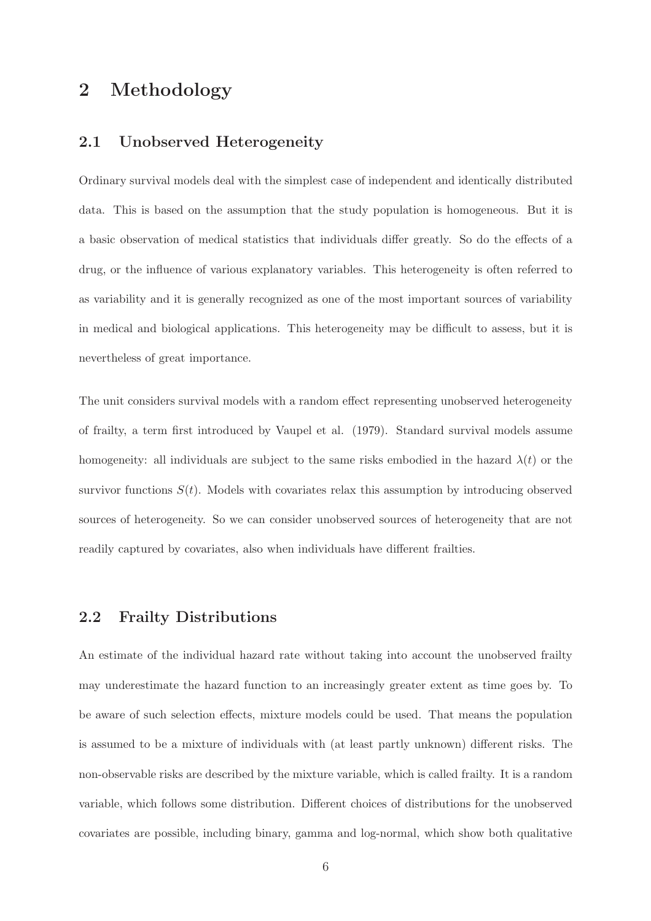# 2 Methodology

## 2.1 Unobserved Heterogeneity

Ordinary survival models deal with the simplest case of independent and identically distributed data. This is based on the assumption that the study population is homogeneous. But it is a basic observation of medical statistics that individuals differ greatly. So do the effects of a drug, or the influence of various explanatory variables. This heterogeneity is often referred to as variability and it is generally recognized as one of the most important sources of variability in medical and biological applications. This heterogeneity may be difficult to assess, but it is nevertheless of great importance.

The unit considers survival models with a random effect representing unobserved heterogeneity of frailty, a term first introduced by Vaupel et al. (1979). Standard survival models assume homogeneity: all individuals are subject to the same risks embodied in the hazard $\lambda(t)$ or the survivor functions $S(t)$. Models with covariates relax this assumption by introducing observed sources of heterogeneity. So we can consider unobserved sources of heterogeneity that are not readily captured by covariates, also when individuals have different frailties.

## 2.2 Frailty Distributions

An estimate of the individual hazard rate without taking into account the unobserved frailty may underestimate the hazard function to an increasingly greater extent as time goes by. To be aware of such selection effects, mixture models could be used. That means the population is assumed to be a mixture of individuals with (at least partly unknown) different risks. The non-observable risks are described by the mixture variable, which is called frailty. It is a random variable, which follows some distribution. Different choices of distributions for the unobserved covariates are possible, including binary, gamma and log-normal, which show both qualitative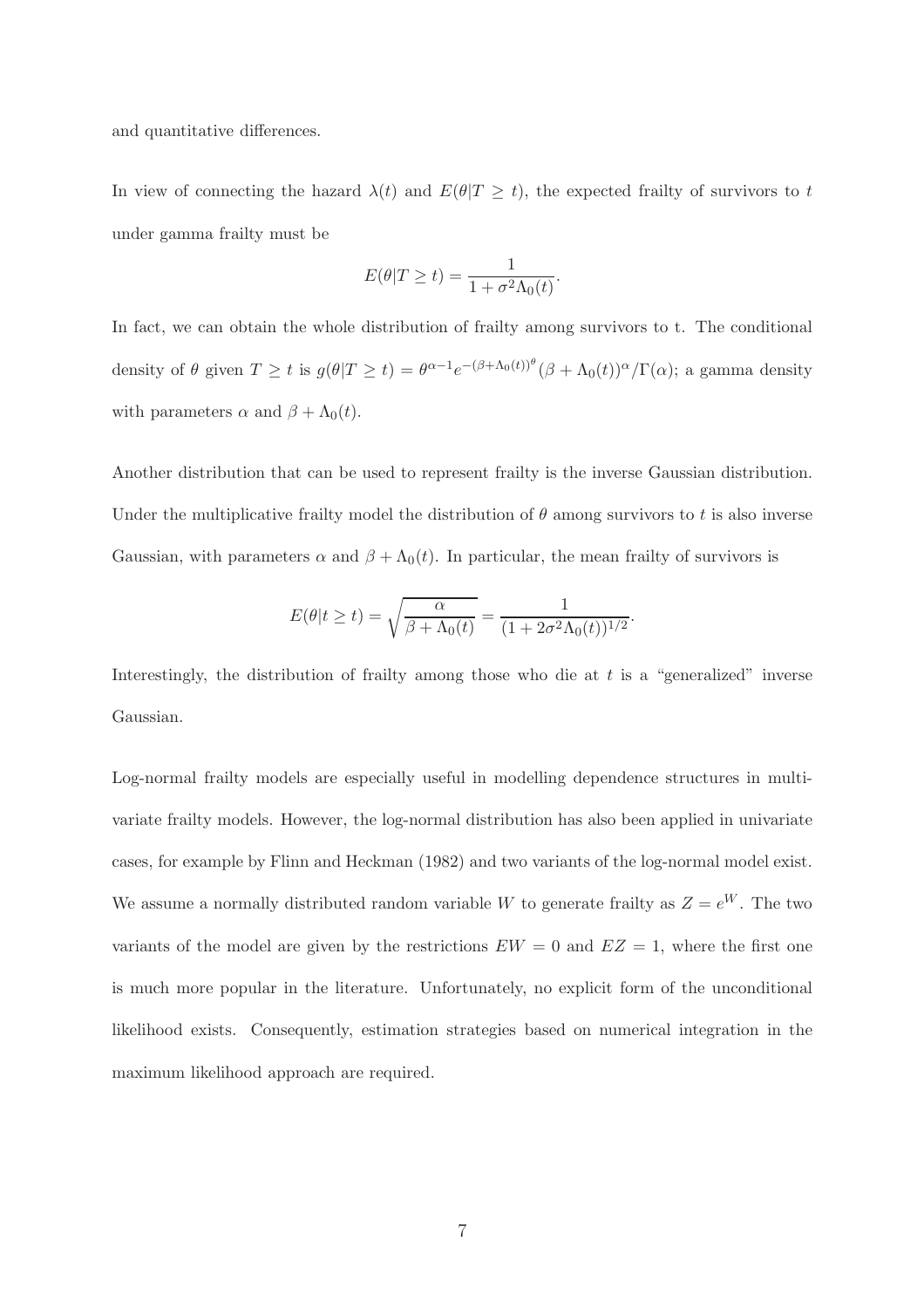and quantitative differences.

In view of connecting the hazard $\lambda(t)$ and $E(\theta|T \geq t)$, the expected frailty of survivors to $t$ under gamma frailty must be

$$E(\theta|T \geq t) = \frac{1}{1 + \sigma^2 \Lambda_0(t)}.$$

In fact, we can obtain the whole distribution of frailty among survivors to t. The conditional density of $\theta$ given $T \geq t$ is $g(\theta|T \geq t) = \theta^{\alpha-1} e^{-(\beta+\Lambda_0(t))^\theta} (\beta + \Lambda_0(t))^\alpha / \Gamma(\alpha)$; a gamma density with parameters $\alpha$ and $\beta + \Lambda_0(t)$.

Another distribution that can be used to represent frailty is the inverse Gaussian distribution. Under the multiplicative frailty model the distribution of $\theta$ among survivors to $t$ is also inverse Gaussian, with parameters $\alpha$ and $\beta + \Lambda_0(t)$. In particular, the mean frailty of survivors is

$$E(\theta|t \geq t) = \sqrt{\frac{\alpha}{\beta + \Lambda_0(t)}} = \frac{1}{(1 + 2\sigma^2 \Lambda_0(t))^{1/2}}.$$

Interestingly, the distribution of frailty among those who die at $t$ is a "generalized" inverse Gaussian.

Log-normal frailty models are especially useful in modelling dependence structures in multivariate frailty models. However, the log-normal distribution has also been applied in univariate cases, for example by Flinn and Heckman (1982) and two variants of the log-normal model exist. We assume a normally distributed random variable $W$ to generate frailty as $Z = e^W$. The two variants of the model are given by the restrictions $EW = 0$ and $EZ = 1$, where the first one is much more popular in the literature. Unfortunately, no explicit form of the unconditional likelihood exists. Consequently, estimation strategies based on numerical integration in the maximum likelihood approach are required.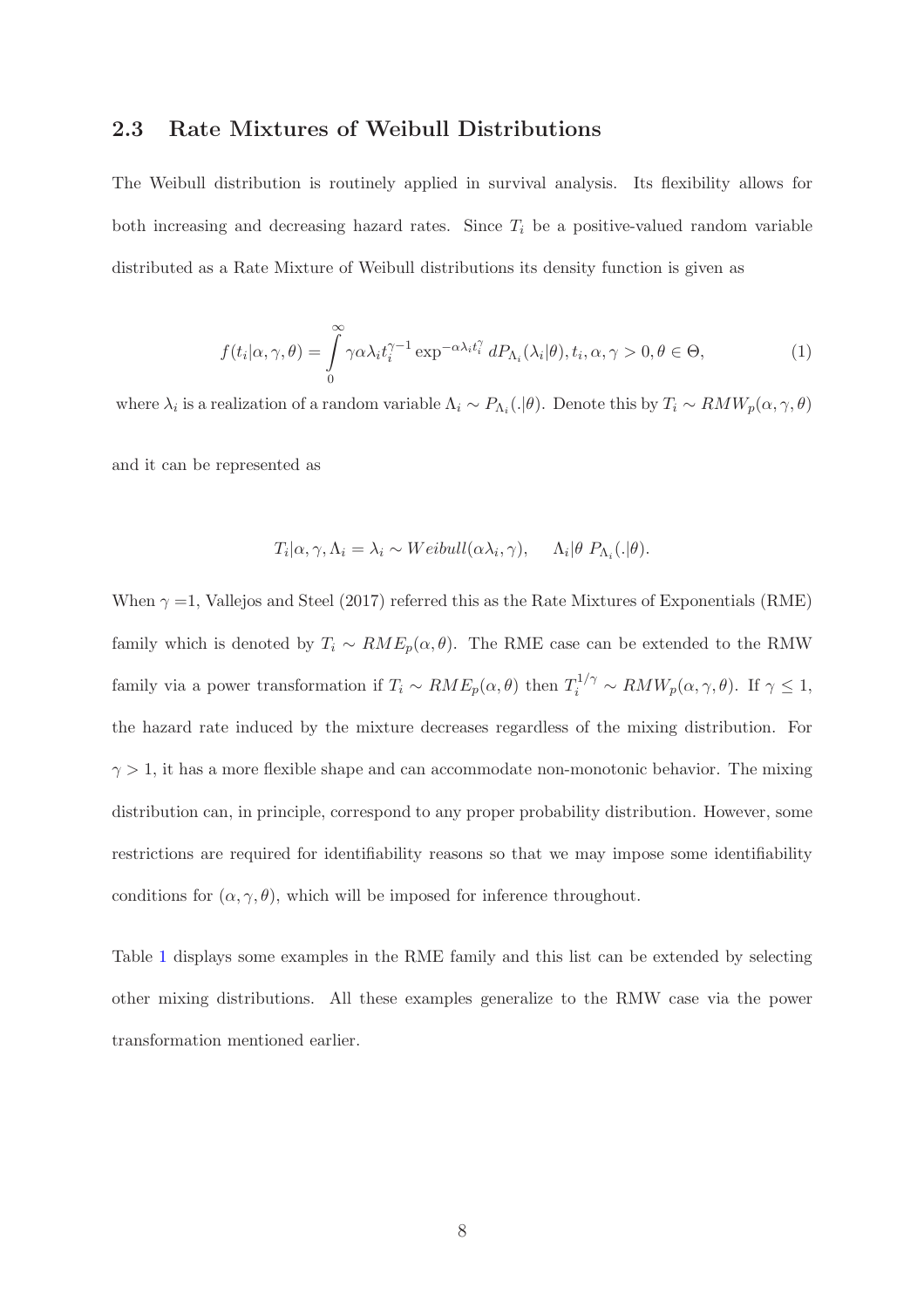## 2.3 Rate Mixtures of Weibull Distributions

The Weibull distribution is routinely applied in survival analysis. Its flexibility allows for both increasing and decreasing hazard rates. Since $T_i$ be a positive-valued random variable distributed as a Rate Mixture of Weibull distributions its density function is given as

$$f(t_i|\alpha, \gamma, \theta) = \int_0^\infty \gamma \alpha \lambda_i t_i^{\gamma-1} \exp^{-\alpha \lambda_i t_i^\gamma} \, dP_{\Lambda_i}(\lambda_i|\theta), t_i, \alpha, \gamma > 0, \theta \in \Theta, \tag{1}$$

where $\lambda_i$ is a realization of a random variable $\Lambda_i \sim P_{\Lambda_i}(.|\theta)$. Denote this by $T_i \sim RMW_p(\alpha, \gamma, \theta)$ and it can be represented as

$$T_i|\alpha, \gamma, \Lambda_i = \lambda_i \sim Weibull(\alpha\lambda_i, \gamma), \qquad \Lambda_i|\theta \; P_{\Lambda_i}(.|\theta).$$

When $\gamma$ =1, Vallejos and Steel (2017) referred this as the Rate Mixtures of Exponentials (RME) family which is denoted by $T_i \sim RME_p(\alpha, \theta)$. The RME case can be extended to the RMW family via a power transformation if $T_i \sim RME_p(\alpha, \theta)$ then $T_i^{1/\gamma} \sim RMW_p(\alpha, \gamma, \theta)$. If $\gamma \leq 1$, the hazard rate induced by the mixture decreases regardless of the mixing distribution. For $\gamma > 1$, it has a more flexible shape and can accommodate non-monotonic behavior. The mixing distribution can, in principle, correspond to any proper probability distribution. However, some restrictions are required for identifiability reasons so that we may impose some identifiability conditions for $(\alpha, \gamma, \theta)$, which will be imposed for inference throughout.

Table 1 displays some examples in the RME family and this list can be extended by selecting other mixing distributions. All these examples generalize to the RMW case via the power transformation mentioned earlier.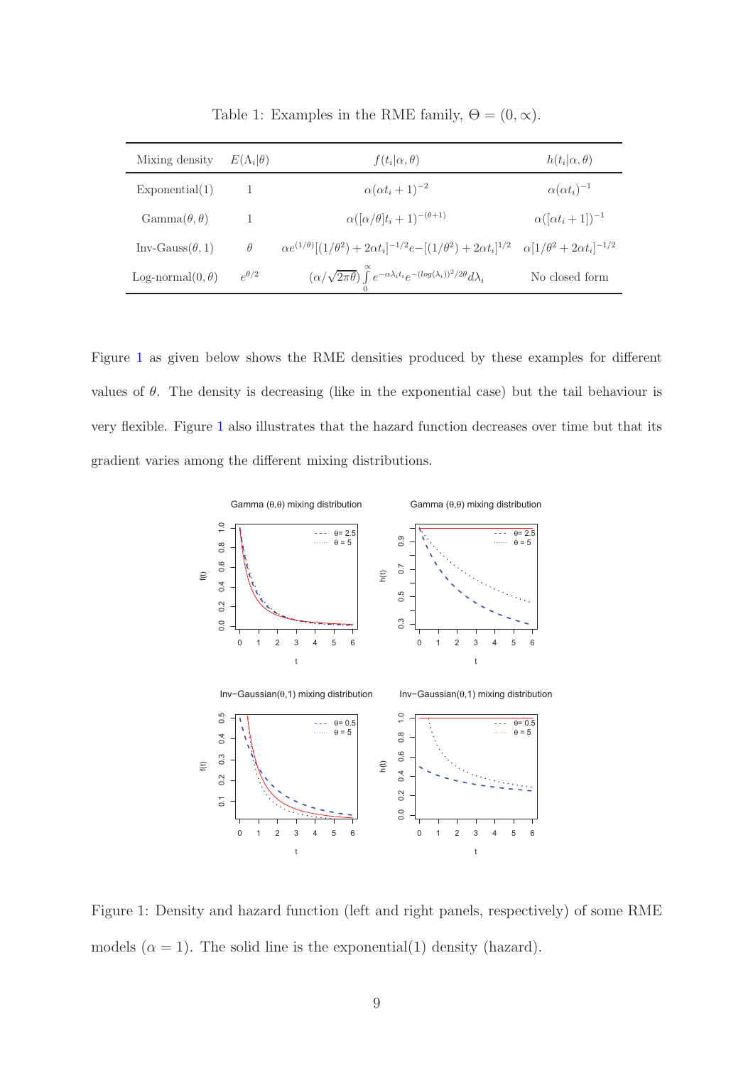Table 1: Examples in the RME family, $\Theta = (0, \infty)$.

| Mixing density | $E(\Lambda_i\|\theta)$ | $f(t_i\|\alpha,\theta)$ | $h(t_i\|\alpha,\theta)$ |
|---|---|---|---|
| Exponential(1) | 1 | $\alpha(\alpha t_i + 1)^{-2}$ | $\alpha(\alpha t_i)^{-1}$ |
| Gamma$(\theta,\theta)$ | 1 | $\alpha([\alpha/\theta]t_i + 1)^{-(\theta+1)}$ | $\alpha([\alpha t_i + 1])^{-1}$ |
| Inv-Gauss$(\theta, 1)$ | $\theta$ | $\alpha e^{(1/\theta)}[(1/\theta^2) + 2\alpha t_i]^{-1/2} e{-}[(1/\theta^2) + 2\alpha t_i]^{1/2}$ | $\alpha[1/\theta^2 + 2\alpha t_i]^{-1/2}$ |
| Log-normal$(0,\theta)$ | $e^{\theta/2}$ | $(\alpha/\sqrt{2\pi\theta})\int_0^{\infty} e^{-\alpha\lambda_i t_i} e^{-(log(\lambda_i))^2/2\theta} d\lambda_i$ | No closed form |

Figure 1 as given below shows the RME densities produced by these examples for different values of $\theta$. The density is decreasing (like in the exponential case) but the tail behaviour is very flexible. Figure 1 also illustrates that the hazard function decreases over time but that its gradient varies among the different mixing distributions.

Figure 1: Density and hazard function (left and right panels, respectively) of some RME models ($\alpha = 1$). The solid line is the exponential(1) density (hazard).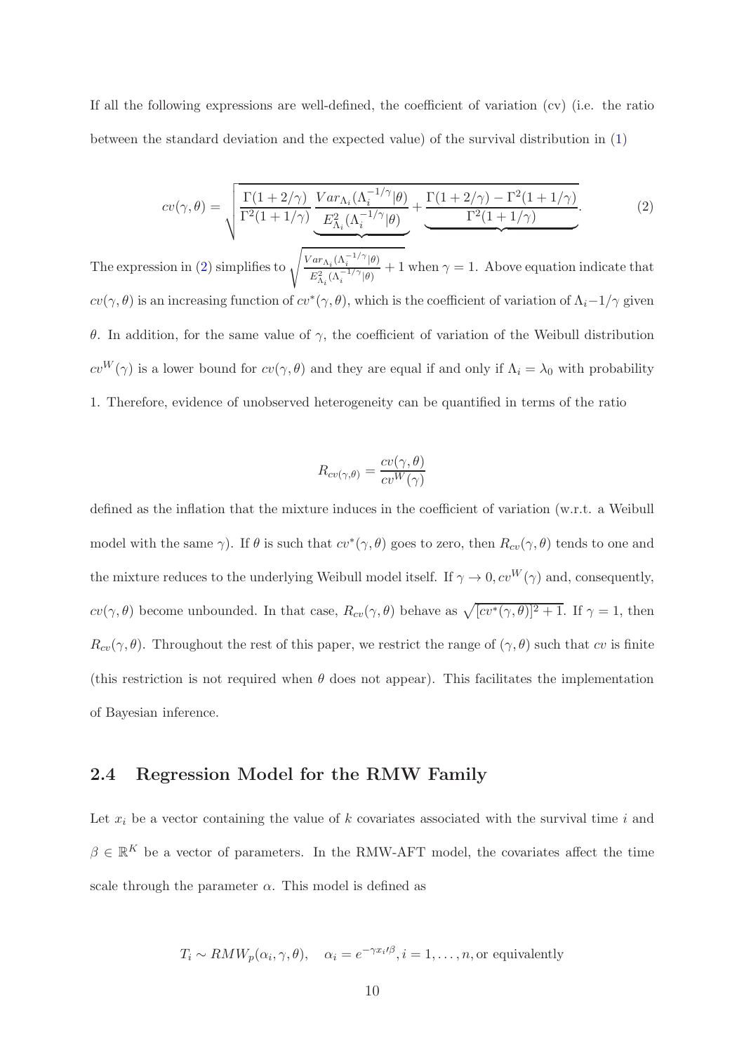If all the following expressions are well-defined, the coefficient of variation (cv) (i.e. the ratio between the standard deviation and the expected value) of the survival distribution in (1)

$$
cv(\gamma,\theta) = \sqrt{\frac{\Gamma(1+2/\gamma)}{\Gamma^2(1+1/\gamma)} \underbrace{\frac{Var_{\Lambda_i}(\Lambda_i^{-1/\gamma}|\theta)}{E^2_{\Lambda_i}(\Lambda_i^{-1/\gamma}|\theta)}} + \underbrace{\frac{\Gamma(1+2/\gamma) - \Gamma^2(1+1/\gamma)}{\Gamma^2(1+1/\gamma)}}}. \tag{2}
$$

The expression in (2) simplifies to $\sqrt{\frac{Var_{\Lambda_i}(\Lambda_i^{-1/\gamma}|\theta)}{E^2_{\Lambda_i}(\Lambda_i^{-1/\gamma}|\theta)} + 1}$ when $\gamma = 1$. Above equation indicate that $cv(\gamma,\theta)$ is an increasing function of $cv^*(\gamma,\theta)$, which is the coefficient of variation of $\Lambda_i - 1/\gamma$ given $\theta$. In addition, for the same value of $\gamma$, the coefficient of variation of the Weibull distribution $cv^W(\gamma)$ is a lower bound for $cv(\gamma,\theta)$ and they are equal if and only if $\Lambda_i = \lambda_0$ with probability 1. Therefore, evidence of unobserved heterogeneity can be quantified in terms of the ratio

$$
R_{cv(\gamma,\theta)} = \frac{cv(\gamma,\theta)}{cv^W(\gamma)}
$$

defined as the inflation that the mixture induces in the coefficient of variation (w.r.t. a Weibull model with the same $\gamma$). If $\theta$ is such that $cv^*(\gamma,\theta)$ goes to zero, then $R_{cv}(\gamma,\theta)$ tends to one and the mixture reduces to the underlying Weibull model itself. If $\gamma \to 0, cv^W(\gamma)$ and, consequently, $cv(\gamma,\theta)$ become unbounded. In that case, $R_{cv}(\gamma,\theta)$ behave as $\sqrt{[cv^*(\gamma,\theta)]^2 + 1}$. If $\gamma = 1$, then $R_{cv}(\gamma,\theta)$. Throughout the rest of this paper, we restrict the range of $(\gamma,\theta)$ such that $cv$ is finite (this restriction is not required when $\theta$ does not appear). This facilitates the implementation of Bayesian inference.

## 2.4 Regression Model for the RMW Family

Let $x_i$ be a vector containing the value of $k$ covariates associated with the survival time $i$ and $\beta \in \mathbb{R}^K$ be a vector of parameters. In the RMW-AFT model, the covariates affect the time scale through the parameter $\alpha$. This model is defined as

$$
T_i \sim RMW_p(\alpha_i,\gamma,\theta), \quad \alpha_i = e^{-\gamma x_i{\prime}\beta}, i = 1,\ldots,n, \text{or equivalently}
$$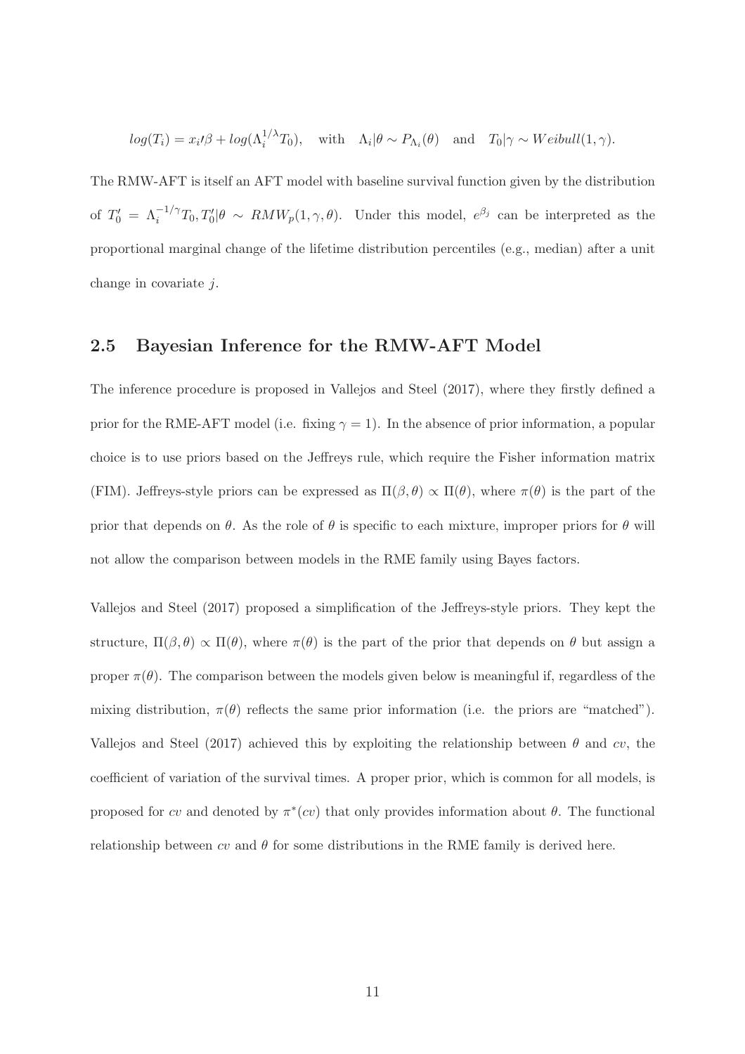$$log(T_i) = x_i\prime\beta + log(\Lambda_i^{1/\lambda} T_0), \quad \text{with} \quad \Lambda_i|\theta \sim P_{\Lambda_i}(\theta) \quad \text{and} \quad T_0|\gamma \sim Weibull(1, \gamma).$$

The RMW-AFT is itself an AFT model with baseline survival function given by the distribution of $T_0' = \Lambda_i^{-1/\gamma} T_0, T_0'|\theta \sim RMW_p(1, \gamma, \theta)$. Under this model, $e^{\beta_j}$ can be interpreted as the proportional marginal change of the lifetime distribution percentiles (e.g., median) after a unit change in covariate $j$.

## 2.5 Bayesian Inference for the RMW-AFT Model

The inference procedure is proposed in Vallejos and Steel (2017), where they firstly defined a prior for the RME-AFT model (i.e. fixing $\gamma = 1$). In the absence of prior information, a popular choice is to use priors based on the Jeffreys rule, which require the Fisher information matrix (FIM). Jeffreys-style priors can be expressed as $\Pi(\beta, \theta) \propto \Pi(\theta)$, where $\pi(\theta)$ is the part of the prior that depends on $\theta$. As the role of $\theta$ is specific to each mixture, improper priors for $\theta$ will not allow the comparison between models in the RME family using Bayes factors.

Vallejos and Steel (2017) proposed a simplification of the Jeffreys-style priors. They kept the structure, $\Pi(\beta, \theta) \propto \Pi(\theta)$, where $\pi(\theta)$ is the part of the prior that depends on $\theta$ but assign a proper $\pi(\theta)$. The comparison between the models given below is meaningful if, regardless of the mixing distribution, $\pi(\theta)$ reflects the same prior information (i.e. the priors are "matched"). Vallejos and Steel (2017) achieved this by exploiting the relationship between $\theta$ and $cv$, the coefficient of variation of the survival times. A proper prior, which is common for all models, is proposed for $cv$ and denoted by $\pi^*(cv)$ that only provides information about $\theta$. The functional relationship between $cv$ and $\theta$ for some distributions in the RME family is derived here.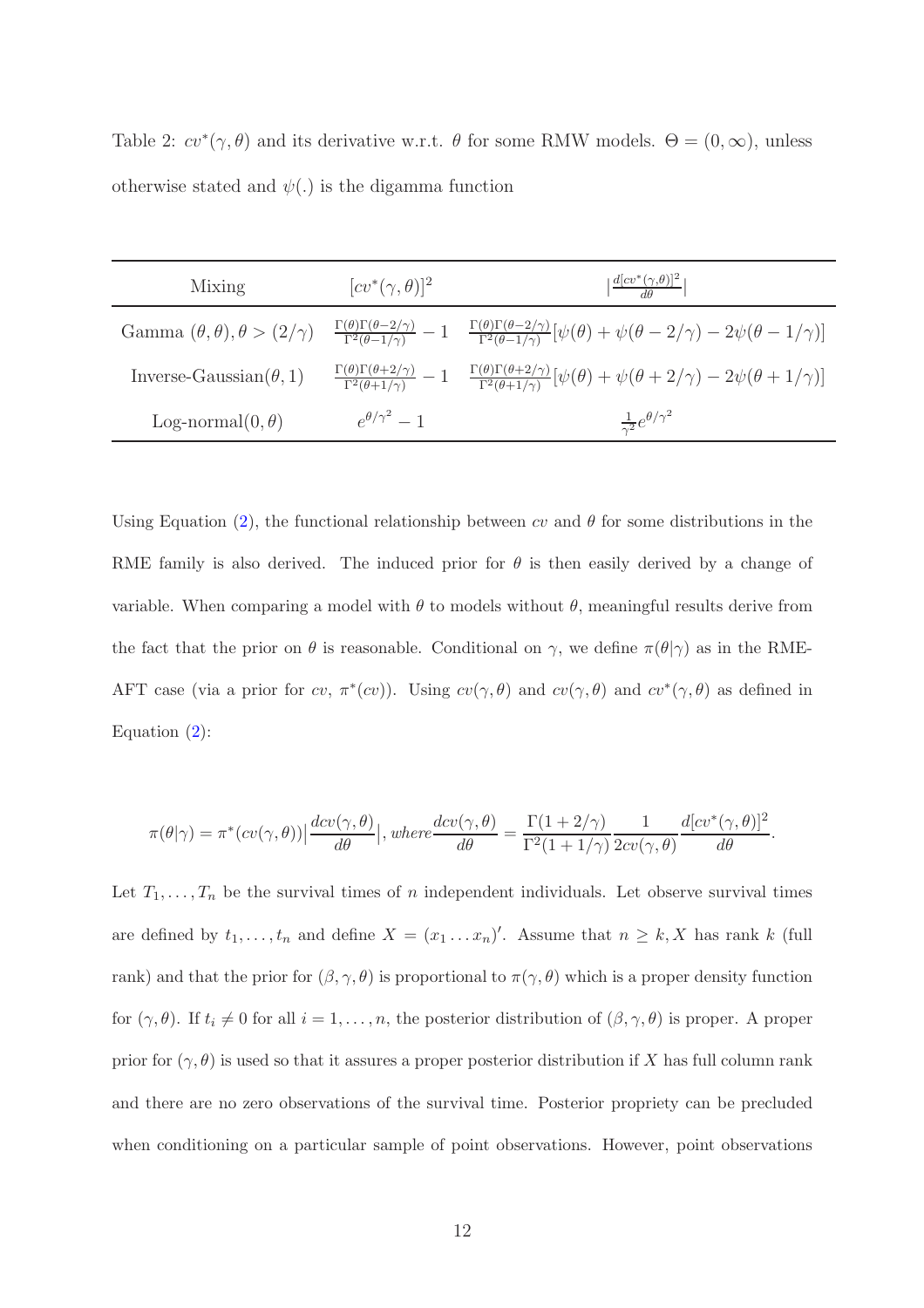Table 2: $cv^*(\gamma,\theta)$ and its derivative w.r.t. $\theta$ for some RMW models. $\Theta = (0,\infty)$, unless otherwise stated and $\psi(.)$ is the digamma function

| Mixing | $[cv^*(\gamma,\theta)]^2$ | $\lvert\frac{d[cv^*(\gamma,\theta)]^2}{d\theta}\rvert$ |
|---|---|---|
| Gamma $(\theta,\theta), \theta > (2/\gamma)$ | $\frac{\Gamma(\theta)\Gamma(\theta-2/\gamma)}{\Gamma^2(\theta-1/\gamma)} - 1$ | $\frac{\Gamma(\theta)\Gamma(\theta-2/\gamma)}{\Gamma^2(\theta-1/\gamma)}[\psi(\theta)+\psi(\theta-2/\gamma)-2\psi(\theta-1/\gamma)]$ |
| Inverse-Gaussian$(\theta,1)$ | $\frac{\Gamma(\theta)\Gamma(\theta+2/\gamma)}{\Gamma^2(\theta+1/\gamma)} - 1$ | $\frac{\Gamma(\theta)\Gamma(\theta+2/\gamma)}{\Gamma^2(\theta+1/\gamma)}[\psi(\theta)+\psi(\theta+2/\gamma)-2\psi(\theta+1/\gamma)]$ |
| Log-normal$(0,\theta)$ | $e^{\theta/\gamma^2} - 1$ | $\frac{1}{\gamma^2}e^{\theta/\gamma^2}$ |

Using Equation (2), the functional relationship between $cv$ and $\theta$ for some distributions in the RME family is also derived. The induced prior for $\theta$ is then easily derived by a change of variable. When comparing a model with $\theta$ to models without $\theta$, meaningful results derive from the fact that the prior on $\theta$ is reasonable. Conditional on $\gamma$, we define $\pi(\theta|\gamma)$ as in the RME-AFT case (via a prior for $cv$, $\pi^*(cv)$). Using $cv(\gamma,\theta)$ and $cv(\gamma,\theta)$ and $cv^*(\gamma,\theta)$ as defined in Equation (2):

$$\pi(\theta|\gamma) = \pi^*(cv(\gamma,\theta))\Big|\frac{dcv(\gamma,\theta)}{d\theta}\Big|, \, where \frac{dcv(\gamma,\theta)}{d\theta} = \frac{\Gamma(1+2/\gamma)}{\Gamma^2(1+1/\gamma)}\frac{1}{2cv(\gamma,\theta)}\frac{d[cv^*(\gamma,\theta)]^2}{d\theta}.$$

Let $T_1,\ldots,T_n$ be the survival times of $n$ independent individuals. Let observe survival times are defined by $t_1,\ldots,t_n$ and define $X = (x_1 \ldots x_n)'$. Assume that $n \geq k, X$ has rank $k$ (full rank) and that the prior for $(\beta,\gamma,\theta)$ is proportional to $\pi(\gamma,\theta)$ which is a proper density function for $(\gamma,\theta)$. If $t_i \neq 0$ for all $i = 1,\ldots,n$, the posterior distribution of $(\beta,\gamma,\theta)$ is proper. A proper prior for $(\gamma,\theta)$ is used so that it assures a proper posterior distribution if $X$ has full column rank and there are no zero observations of the survival time. Posterior propriety can be precluded when conditioning on a particular sample of point observations. However, point observations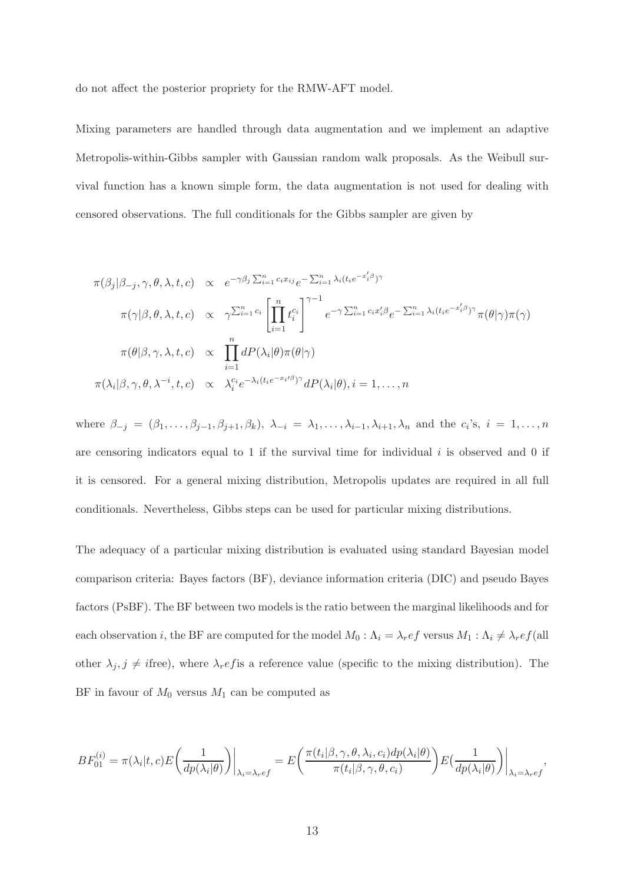do not affect the posterior propriety for the RMW-AFT model.

Mixing parameters are handled through data augmentation and we implement an adaptive Metropolis-within-Gibbs sampler with Gaussian random walk proposals. As the Weibull survival function has a known simple form, the data augmentation is not used for dealing with censored observations. The full conditionals for the Gibbs sampler are given by

$$
\begin{aligned}
\pi(\beta_j|\beta_{-j},\gamma,\theta,\lambda,t,c) &\propto e^{-\gamma\beta_j\sum_{i=1}^n c_i x_{ij}} e^{-\sum_{i=1}^n \lambda_i (t_i e^{-x_i'\beta})^\gamma} \\
\pi(\gamma|\beta,\theta,\lambda,t,c) &\propto \gamma^{\sum_{i=1}^n c_i} \left[\prod_{i=1}^n t_i^{c_i}\right]^{\gamma-1} e^{-\gamma\sum_{i=1}^n c_i x_i'\beta} e^{-\sum_{i=1}^n \lambda_i (t_i e^{-x_i'\beta})^\gamma} \pi(\theta|\gamma)\pi(\gamma) \\
\pi(\theta|\beta,\gamma,\lambda,t,c) &\propto \prod_{i=1}^n dP(\lambda_i|\theta)\pi(\theta|\gamma) \\
\pi(\lambda_i|\beta,\gamma,\theta,\lambda^{-i},t,c) &\propto \lambda_i^{c_i} e^{-\lambda_i (t_i e^{-x_i'\beta})^\gamma} dP(\lambda_i|\theta), i=1,\ldots,n
\end{aligned}
$$

where $\beta_{-j} = (\beta_1,\ldots,\beta_{j-1},\beta_{j+1},\beta_k)$, $\lambda_{-i} = \lambda_1,\ldots,\lambda_{i-1},\lambda_{i+1},\lambda_n$ and the $c_i$'s, $i=1,\ldots,n$ are censoring indicators equal to 1 if the survival time for individual $i$ is observed and 0 if it is censored. For a general mixing distribution, Metropolis updates are required in all full conditionals. Nevertheless, Gibbs steps can be used for particular mixing distributions.

The adequacy of a particular mixing distribution is evaluated using standard Bayesian model comparison criteria: Bayes factors (BF), deviance information criteria (DIC) and pseudo Bayes factors (PsBF). The BF between two models is the ratio between the marginal likelihoods and for each observation $i$, the BF are computed for the model $M_0 : \Lambda_i = \lambda_r ef$ versus $M_1 : \Lambda_i \neq \lambda_r ef$(all other $\lambda_j, j \neq i$free), where $\lambda_r ef$is a reference value (specific to the mixing distribution). The BF in favour of $M_0$ versus $M_1$ can be computed as

$$
BF_{01}^{(i)} = \pi(\lambda_i|t,c)E\left(\frac{1}{dp(\lambda_i|\theta)}\right)\bigg|_{\lambda_i=\lambda_r ef} = E\left(\frac{\pi(t_i|\beta,\gamma,\theta,\lambda_i,c_i)dp(\lambda_i|\theta)}{\pi(t_i|\beta,\gamma,\theta,c_i)}\right)E\left(\frac{1}{dp(\lambda_i|\theta)}\right)\bigg|_{\lambda_i=\lambda_r ef},
$$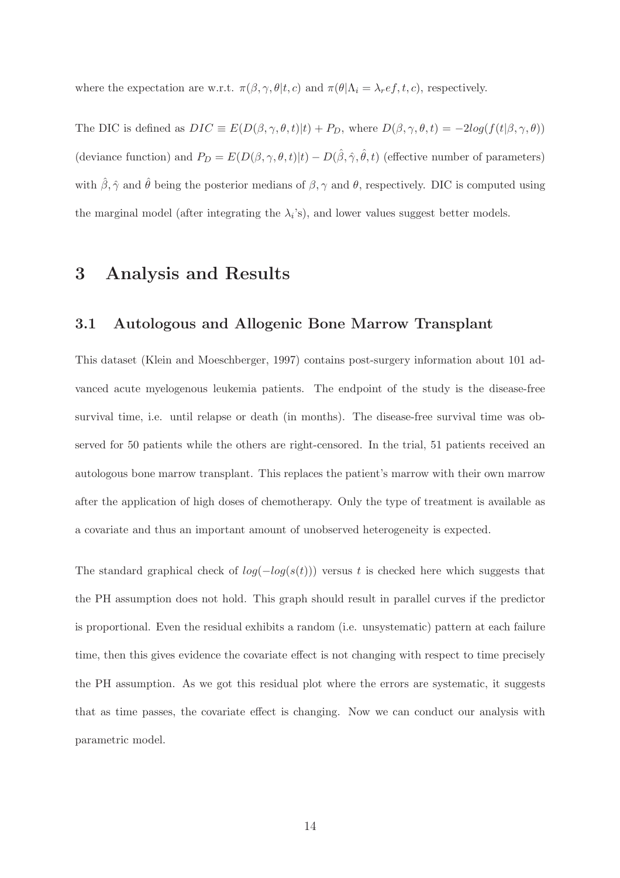where the expectation are w.r.t. $\pi(\beta, \gamma, \theta|t, c)$ and $\pi(\theta|\Lambda_i = \lambda_r ef, t, c)$, respectively.

The DIC is defined as $DIC \equiv E(D(\beta, \gamma, \theta, t)|t) + P_D$, where $D(\beta, \gamma, \theta, t) = -2log(f(t|\beta, \gamma, \theta))$ (deviance function) and $P_D = E(D(\beta, \gamma, \theta, t)|t) - D(\hat{\beta}, \hat{\gamma}, \hat{\theta}, t)$ (effective number of parameters) with $\hat{\beta}, \hat{\gamma}$ and $\hat{\theta}$ being the posterior medians of $\beta, \gamma$ and $\theta$, respectively. DIC is computed using the marginal model (after integrating the $\lambda_i$'s), and lower values suggest better models.

# 3 Analysis and Results

## 3.1 Autologous and Allogenic Bone Marrow Transplant

This dataset (Klein and Moeschberger, 1997) contains post-surgery information about 101 advanced acute myelogenous leukemia patients. The endpoint of the study is the disease-free survival time, i.e. until relapse or death (in months). The disease-free survival time was observed for 50 patients while the others are right-censored. In the trial, 51 patients received an autologous bone marrow transplant. This replaces the patient's marrow with their own marrow after the application of high doses of chemotherapy. Only the type of treatment is available as a covariate and thus an important amount of unobserved heterogeneity is expected.

The standard graphical check of $log(-log(s(t)))$ versus $t$ is checked here which suggests that the PH assumption does not hold. This graph should result in parallel curves if the predictor is proportional. Even the residual exhibits a random (i.e. unsystematic) pattern at each failure time, then this gives evidence the covariate effect is not changing with respect to time precisely the PH assumption. As we got this residual plot where the errors are systematic, it suggests that as time passes, the covariate effect is changing. Now we can conduct our analysis with parametric model.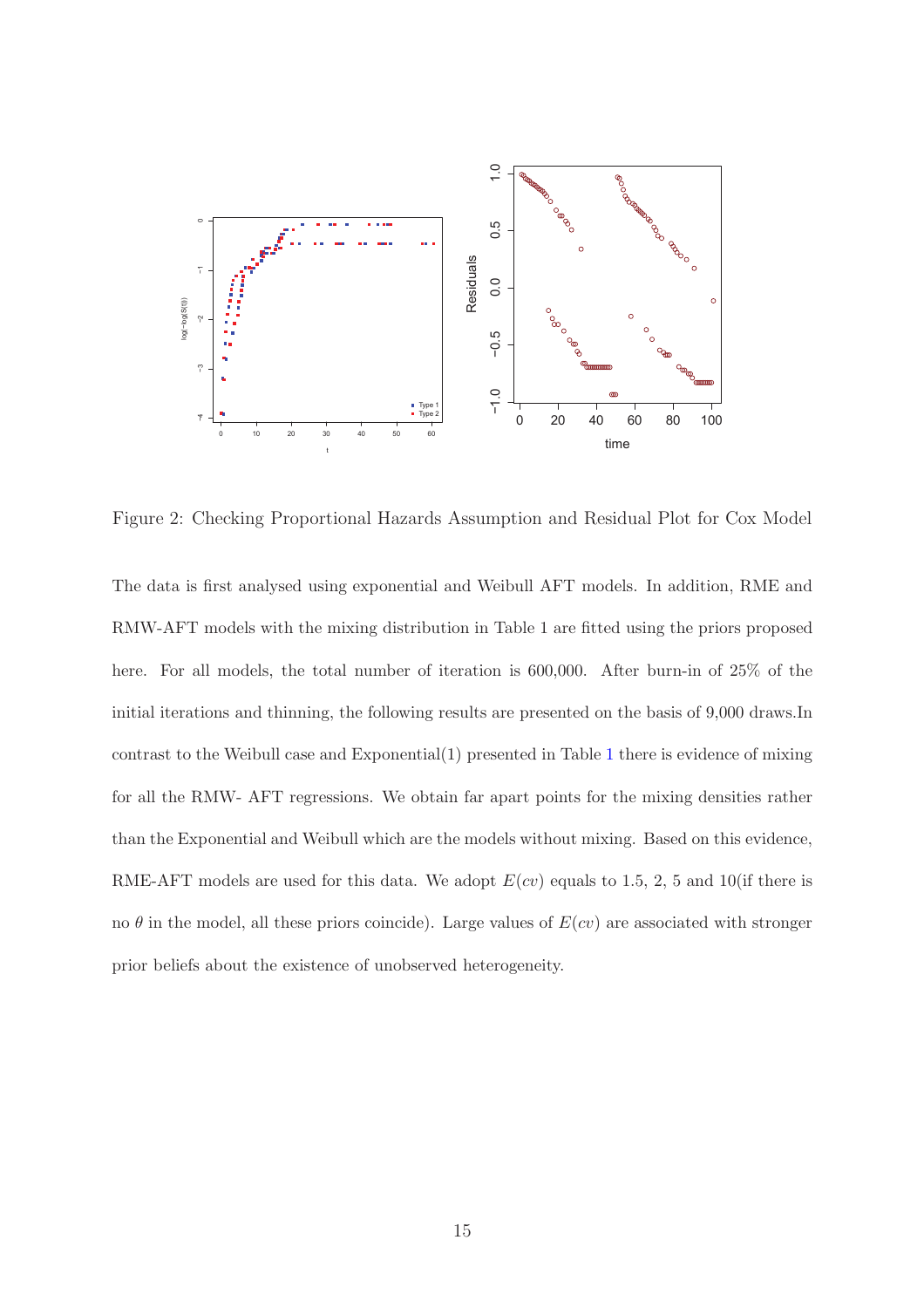Figure 2: Checking Proportional Hazards Assumption and Residual Plot for Cox Model

The data is first analysed using exponential and Weibull AFT models. In addition, RME and RMW-AFT models with the mixing distribution in Table 1 are fitted using the priors proposed here. For all models, the total number of iteration is 600,000. After burn-in of 25% of the initial iterations and thinning, the following results are presented on the basis of 9,000 draws.In contrast to the Weibull case and Exponential(1) presented in Table 1 there is evidence of mixing for all the RMW- AFT regressions. We obtain far apart points for the mixing densities rather than the Exponential and Weibull which are the models without mixing. Based on this evidence, RME-AFT models are used for this data. We adopt $E(cv)$ equals to 1.5, 2, 5 and 10(if there is no $\theta$ in the model, all these priors coincide). Large values of $E(cv)$ are associated with stronger prior beliefs about the existence of unobserved heterogeneity.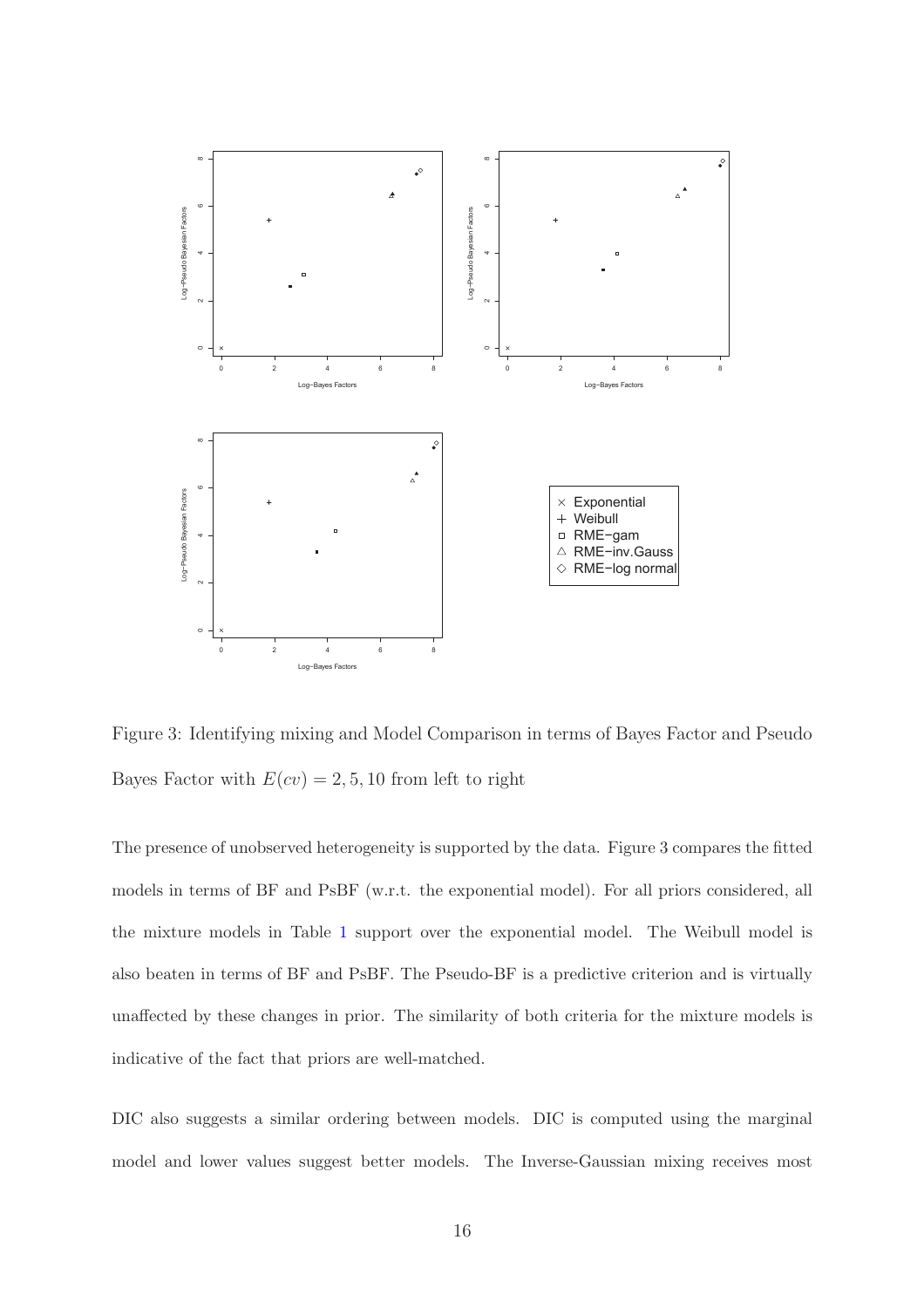Figure 3: Identifying mixing and Model Comparison in terms of Bayes Factor and Pseudo Bayes Factor with $E(cv) = 2, 5, 10$ from left to right

The presence of unobserved heterogeneity is supported by the data. Figure 3 compares the fitted models in terms of BF and PsBF (w.r.t. the exponential model). For all priors considered, all the mixture models in Table 1 support over the exponential model. The Weibull model is also beaten in terms of BF and PsBF. The Pseudo-BF is a predictive criterion and is virtually unaffected by these changes in prior. The similarity of both criteria for the mixture models is indicative of the fact that priors are well-matched.

DIC also suggests a similar ordering between models. DIC is computed using the marginal model and lower values suggest better models. The Inverse-Gaussian mixing receives most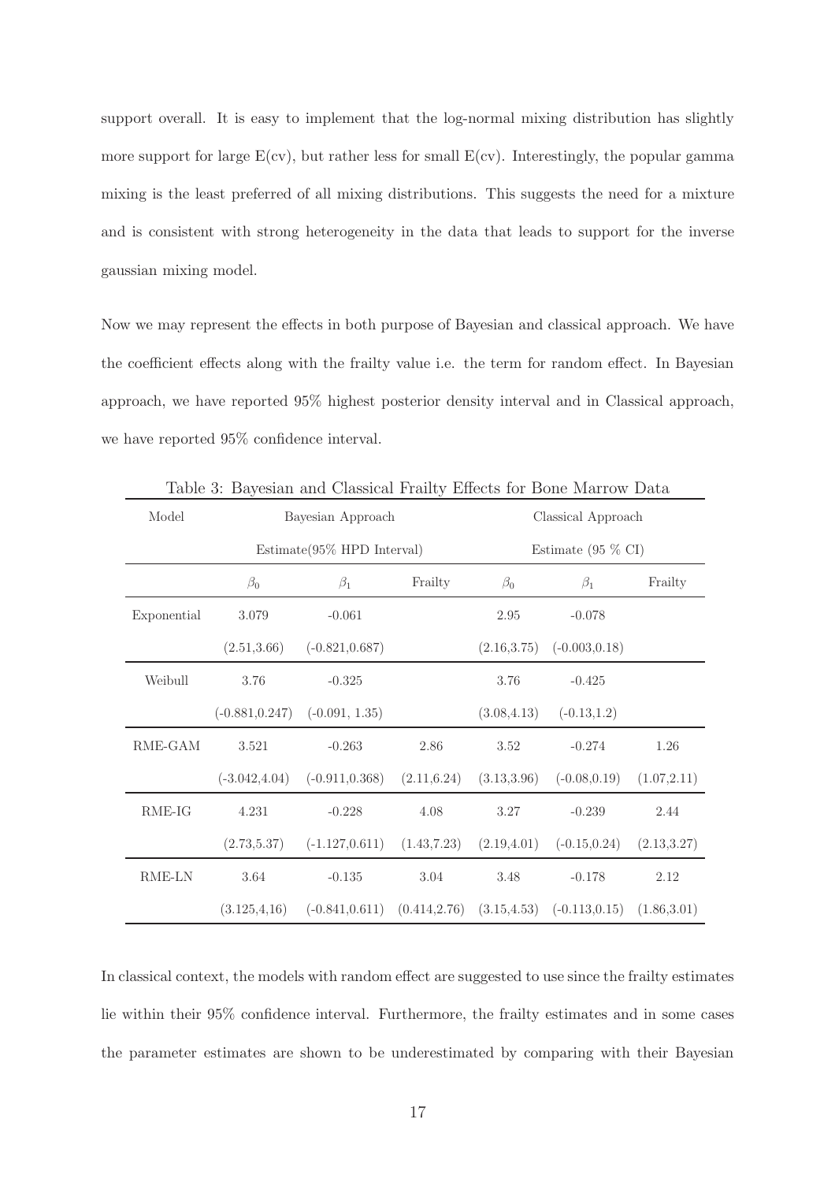support overall. It is easy to implement that the log-normal mixing distribution has slightly more support for large E(cv), but rather less for small E(cv). Interestingly, the popular gamma mixing is the least preferred of all mixing distributions. This suggests the need for a mixture and is consistent with strong heterogeneity in the data that leads to support for the inverse gaussian mixing model.

Now we may represent the effects in both purpose of Bayesian and classical approach. We have the coefficient effects along with the frailty value i.e. the term for random effect. In Bayesian approach, we have reported 95% highest posterior density interval and in Classical approach, we have reported 95% confidence interval.

Table 3: Bayesian and Classical Frailty Effects for Bone Marrow Data

| Model | Bayesian Approach Estimate(95% HPD Interval) | | | Classical Approach Estimate (95 % CI) | | |
|---|---|---|---|---|---|---|
| | $\beta_0$ | $\beta_1$ | Frailty | $\beta_0$ | $\beta_1$ | Frailty |
| Exponential | 3.079 | -0.061 | | 2.95 | -0.078 | |
| | (2.51,3.66) | (-0.821,0.687) | | (2.16,3.75) | (-0.003,0.18) | |
| Weibull | 3.76 | -0.325 | | 3.76 | -0.425 | |
| | (-0.881,0.247) | (-0.091, 1.35) | | (3.08,4.13) | (-0.13,1.2) | |
| RME-GAM | 3.521 | -0.263 | 2.86 | 3.52 | -0.274 | 1.26 |
| | (-3.042,4.04) | (-0.911,0.368) | (2.11,6.24) | (3.13,3.96) | (-0.08,0.19) | (1.07,2.11) |
| RME-IG | 4.231 | -0.228 | 4.08 | 3.27 | -0.239 | 2.44 |
| | (2.73,5.37) | (-1.127,0.611) | (1.43,7.23) | (2.19,4.01) | (-0.15,0.24) | (2.13,3.27) |
| RME-LN | 3.64 | -0.135 | 3.04 | 3.48 | -0.178 | 2.12 |
| | (3.125,4,16) | (-0.841,0.611) | (0.414,2.76) | (3.15,4.53) | (-0.113,0.15) | (1.86,3.01) |

In classical context, the models with random effect are suggested to use since the frailty estimates lie within their 95% confidence interval. Furthermore, the frailty estimates and in some cases the parameter estimates are shown to be underestimated by comparing with their Bayesian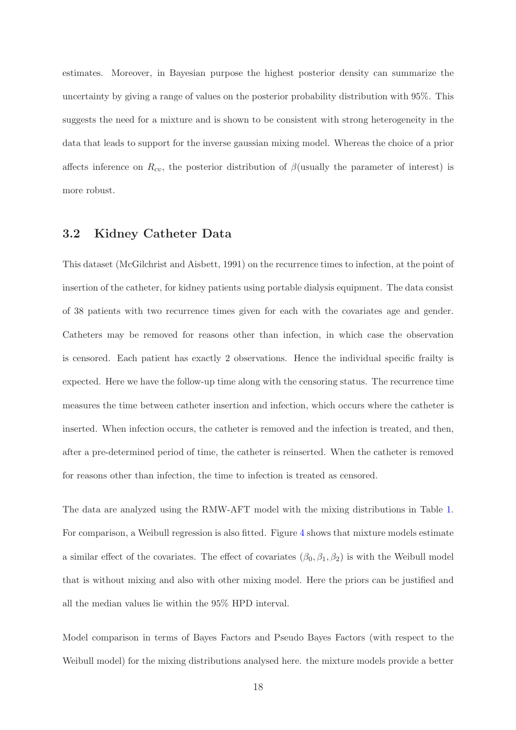estimates. Moreover, in Bayesian purpose the highest posterior density can summarize the uncertainty by giving a range of values on the posterior probability distribution with 95%. This suggests the need for a mixture and is shown to be consistent with strong heterogeneity in the data that leads to support for the inverse gaussian mixing model. Whereas the choice of a prior affects inference on $R_{cv}$, the posterior distribution of $\beta$(usually the parameter of interest) is more robust.

## 3.2 Kidney Catheter Data

This dataset (McGilchrist and Aisbett, 1991) on the recurrence times to infection, at the point of insertion of the catheter, for kidney patients using portable dialysis equipment. The data consist of 38 patients with two recurrence times given for each with the covariates age and gender. Catheters may be removed for reasons other than infection, in which case the observation is censored. Each patient has exactly 2 observations. Hence the individual specific frailty is expected. Here we have the follow-up time along with the censoring status. The recurrence time measures the time between catheter insertion and infection, which occurs where the catheter is inserted. When infection occurs, the catheter is removed and the infection is treated, and then, after a pre-determined period of time, the catheter is reinserted. When the catheter is removed for reasons other than infection, the time to infection is treated as censored.

The data are analyzed using the RMW-AFT model with the mixing distributions in Table 1. For comparison, a Weibull regression is also fitted. Figure 4 shows that mixture models estimate a similar effect of the covariates. The effect of covariates $(\beta_0, \beta_1, \beta_2)$ is with the Weibull model that is without mixing and also with other mixing model. Here the priors can be justified and all the median values lie within the 95% HPD interval.

Model comparison in terms of Bayes Factors and Pseudo Bayes Factors (with respect to the Weibull model) for the mixing distributions analysed here. the mixture models provide a better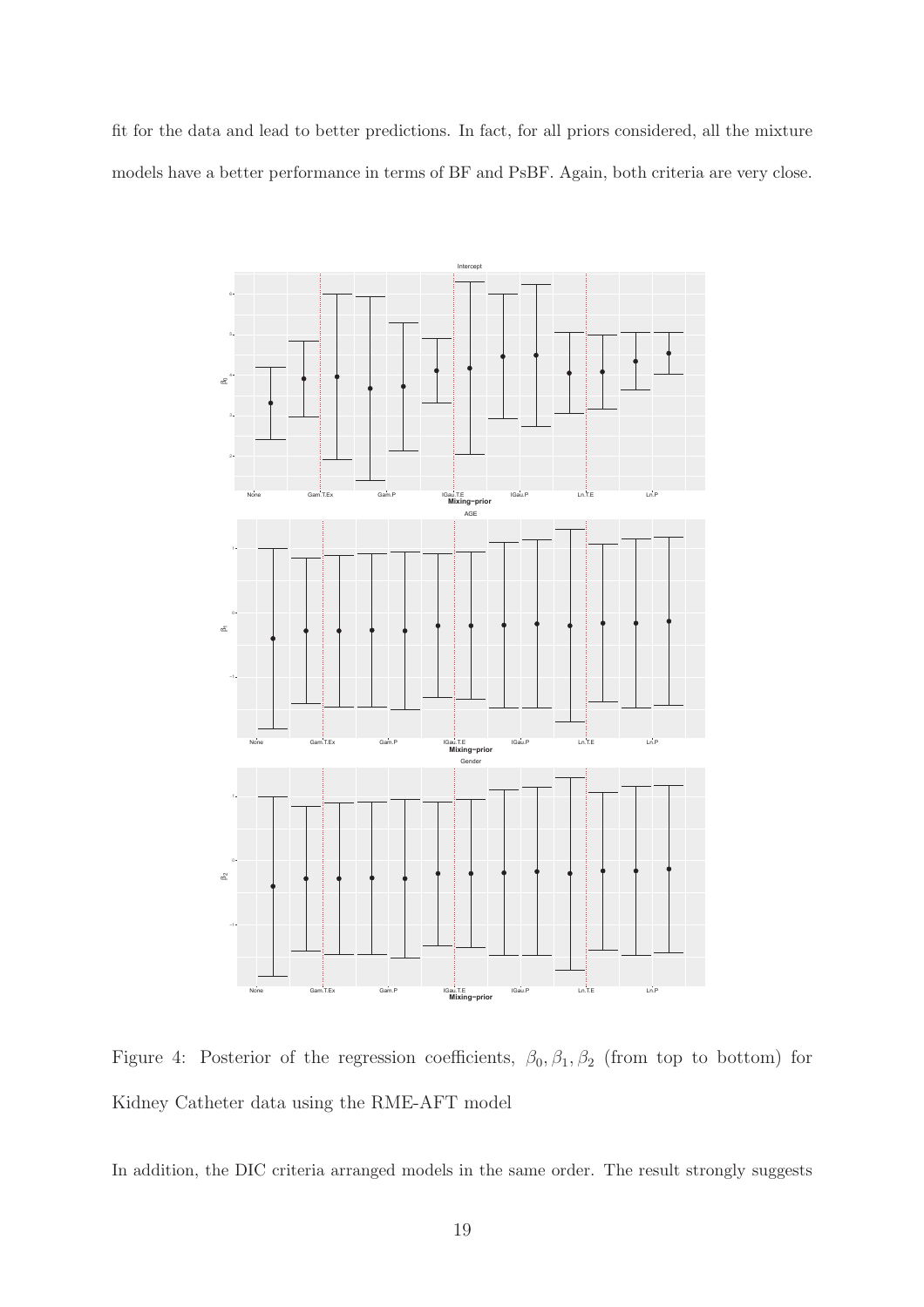fit for the data and lead to better predictions. In fact, for all priors considered, all the mixture models have a better performance in terms of BF and PsBF. Again, both criteria are very close.

Figure 4: Posterior of the regression coefficients, $\beta_0, \beta_1, \beta_2$ (from top to bottom) for Kidney Catheter data using the RME-AFT model

In addition, the DIC criteria arranged models in the same order. The result strongly suggests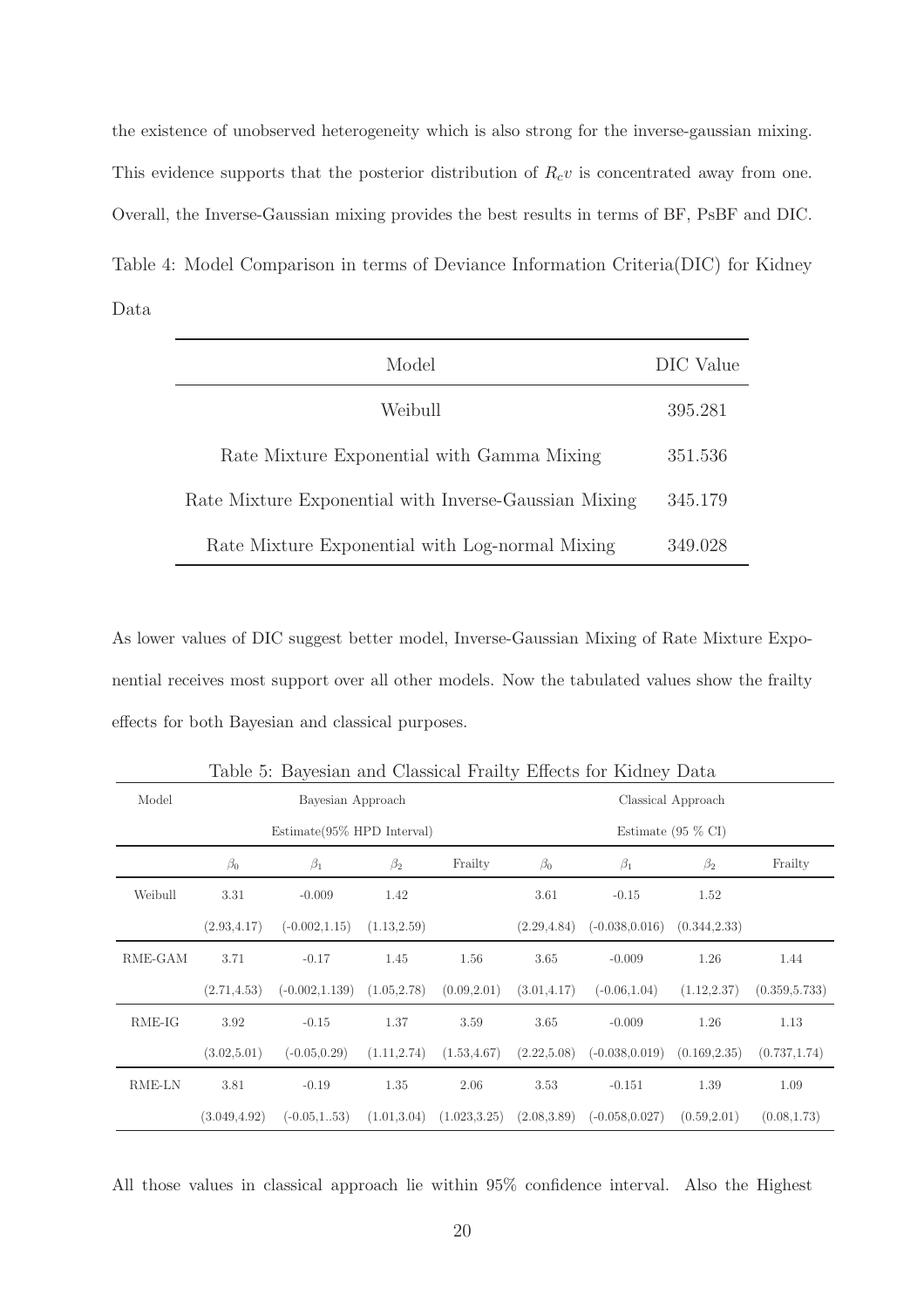the existence of unobserved heterogeneity which is also strong for the inverse-gaussian mixing. This evidence supports that the posterior distribution of $R_cv$ is concentrated away from one. Overall, the Inverse-Gaussian mixing provides the best results in terms of BF, PsBF and DIC.

Table 4: Model Comparison in terms of Deviance Information Criteria(DIC) for Kidney Data

| Model | DIC Value |
|---|---|
| Weibull | 395.281 |
| Rate Mixture Exponential with Gamma Mixing | 351.536 |
| Rate Mixture Exponential with Inverse-Gaussian Mixing | 345.179 |
| Rate Mixture Exponential with Log-normal Mixing | 349.028 |

As lower values of DIC suggest better model, Inverse-Gaussian Mixing of Rate Mixture Exponential receives most support over all other models. Now the tabulated values show the frailty effects for both Bayesian and classical purposes.

Table 5: Bayesian and Classical Frailty Effects for Kidney Data

| Model | Bayesian Approach | | | | Classical Approach | | | |
|---|---|---|---|---|---|---|---|---|
| | Estimate(95% HPD Interval) | | | | Estimate (95 % CI) | | | |
| | $\beta_0$ | $\beta_1$ | $\beta_2$ | Frailty | $\beta_0$ | $\beta_1$ | $\beta_2$ | Frailty |
| Weibull | 3.31 | -0.009 | 1.42 | | 3.61 | -0.15 | 1.52 | |
| | (2.93,4.17) | (-0.002,1.15) | (1.13,2.59) | | (2.29,4.84) | (-0.038,0.016) | (0.344,2.33) | |
| RME-GAM | 3.71 | -0.17 | 1.45 | 1.56 | 3.65 | -0.009 | 1.26 | 1.44 |
| | (2.71,4.53) | (-0.002,1.139) | (1.05,2.78) | (0.09,2.01) | (3.01,4.17) | (-0.06,1.04) | (1.12,2.37) | (0.359,5.733) |
| RME-IG | 3.92 | -0.15 | 1.37 | 3.59 | 3.65 | -0.009 | 1.26 | 1.13 |
| | (3.02,5.01) | (-0.05,0.29) | (1.11,2.74) | (1.53,4.67) | (2.22,5.08) | (-0.038,0.019) | (0.169,2.35) | (0.737,1.74) |
| RME-LN | 3.81 | -0.19 | 1.35 | 2.06 | 3.53 | -0.151 | 1.39 | 1.09 |
| | (3.049,4.92) | (-0.05,1..53) | (1.01,3.04) | (1.023,3.25) | (2.08,3.89) | (-0.058,0.027) | (0.59,2.01) | (0.08,1.73) |

All those values in classical approach lie within 95% confidence interval. Also the Highest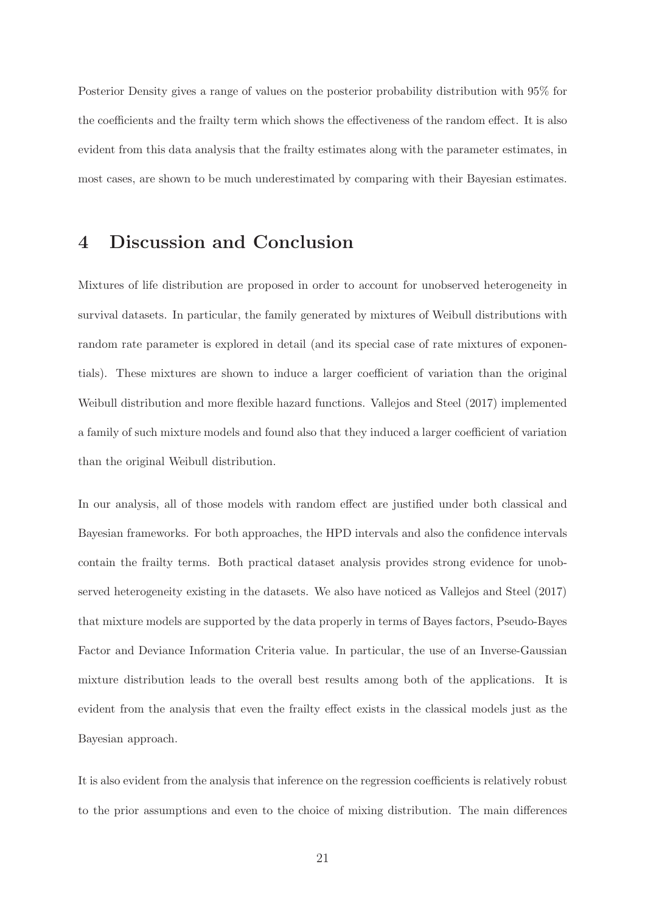Posterior Density gives a range of values on the posterior probability distribution with 95% for the coefficients and the frailty term which shows the effectiveness of the random effect. It is also evident from this data analysis that the frailty estimates along with the parameter estimates, in most cases, are shown to be much underestimated by comparing with their Bayesian estimates.

## 4 Discussion and Conclusion

Mixtures of life distribution are proposed in order to account for unobserved heterogeneity in survival datasets. In particular, the family generated by mixtures of Weibull distributions with random rate parameter is explored in detail (and its special case of rate mixtures of exponentials). These mixtures are shown to induce a larger coefficient of variation than the original Weibull distribution and more flexible hazard functions. Vallejos and Steel (2017) implemented a family of such mixture models and found also that they induced a larger coefficient of variation than the original Weibull distribution.

In our analysis, all of those models with random effect are justified under both classical and Bayesian frameworks. For both approaches, the HPD intervals and also the confidence intervals contain the frailty terms. Both practical dataset analysis provides strong evidence for unobserved heterogeneity existing in the datasets. We also have noticed as Vallejos and Steel (2017) that mixture models are supported by the data properly in terms of Bayes factors, Pseudo-Bayes Factor and Deviance Information Criteria value. In particular, the use of an Inverse-Gaussian mixture distribution leads to the overall best results among both of the applications. It is evident from the analysis that even the frailty effect exists in the classical models just as the Bayesian approach.

It is also evident from the analysis that inference on the regression coefficients is relatively robust to the prior assumptions and even to the choice of mixing distribution. The main differences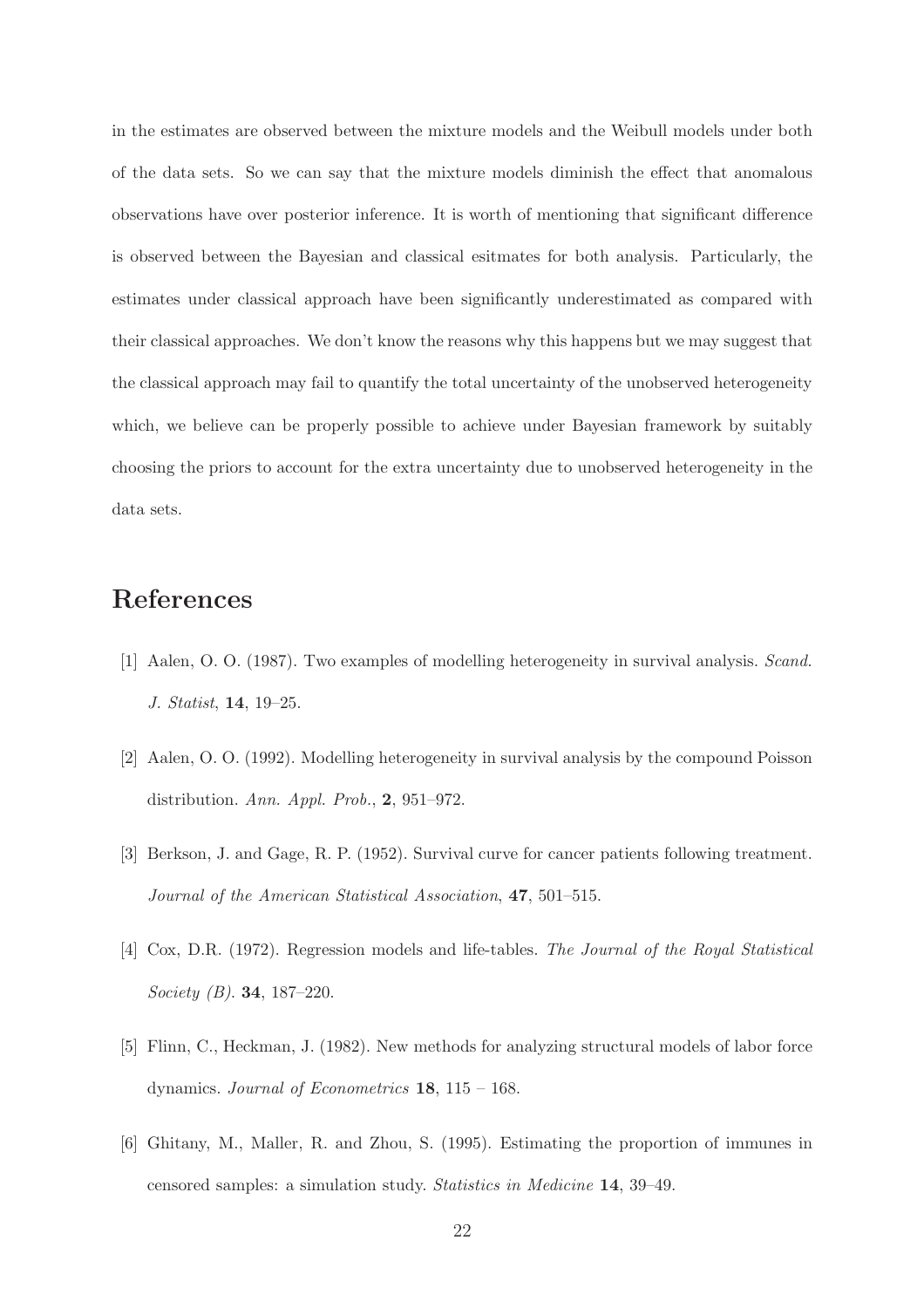in the estimates are observed between the mixture models and the Weibull models under both of the data sets. So we can say that the mixture models diminish the effect that anomalous observations have over posterior inference. It is worth of mentioning that significant difference is observed between the Bayesian and classical esitmates for both analysis. Particularly, the estimates under classical approach have been significantly underestimated as compared with their classical approaches. We don't know the reasons why this happens but we may suggest that the classical approach may fail to quantify the total uncertainty of the unobserved heterogeneity which, we believe can be properly possible to achieve under Bayesian framework by suitably choosing the priors to account for the extra uncertainty due to unobserved heterogeneity in the data sets.

# References

[1] Aalen, O. O. (1987). Two examples of modelling heterogeneity in survival analysis. *Scand. J. Statist*, **14**, 19–25.

[2] Aalen, O. O. (1992). Modelling heterogeneity in survival analysis by the compound Poisson distribution. *Ann. Appl. Prob.*, **2**, 951–972.

[3] Berkson, J. and Gage, R. P. (1952). Survival curve for cancer patients following treatment. *Journal of the American Statistical Association*, **47**, 501–515.

[4] Cox, D.R. (1972). Regression models and life-tables. *The Journal of the Royal Statistical Society (B)*. **34**, 187–220.

[5] Flinn, C., Heckman, J. (1982). New methods for analyzing structural models of labor force dynamics. *Journal of Econometrics* **18**, 115 – 168.

[6] Ghitany, M., Maller, R. and Zhou, S. (1995). Estimating the proportion of immunes in censored samples: a simulation study. *Statistics in Medicine* **14**, 39–49.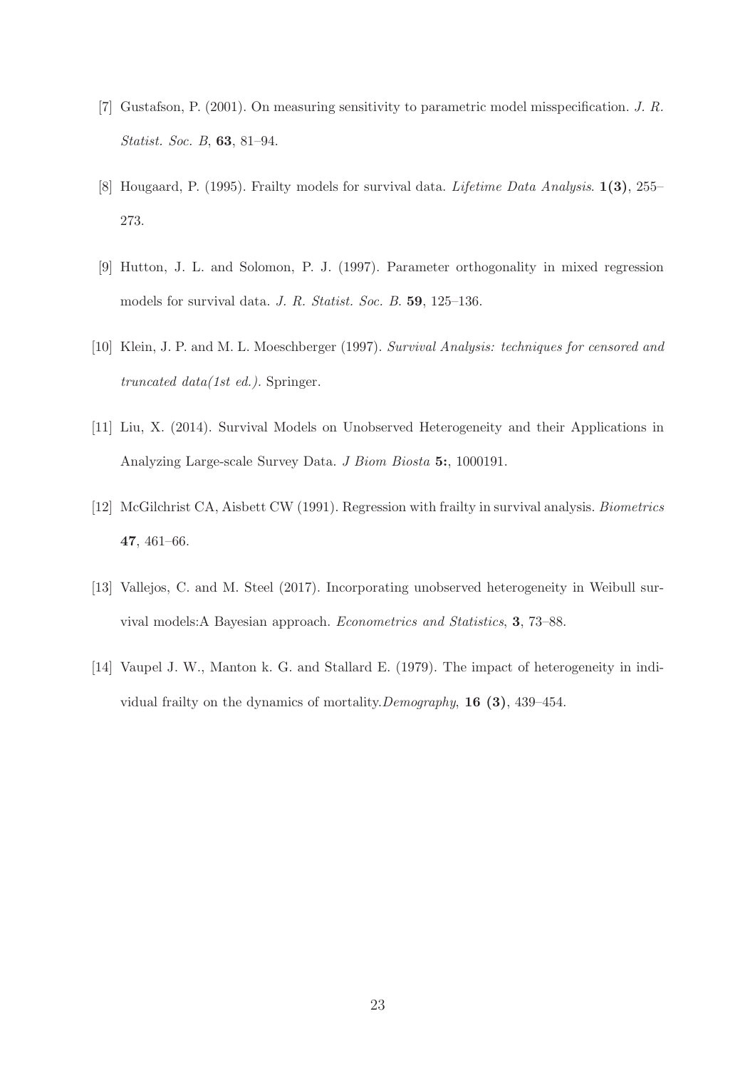[7] Gustafson, P. (2001). On measuring sensitivity to parametric model misspecification. *J. R. Statist. Soc. B*, **63**, 81–94.

[8] Hougaard, P. (1995). Frailty models for survival data. *Lifetime Data Analysis*. **1(3)**, 255–273.

[9] Hutton, J. L. and Solomon, P. J. (1997). Parameter orthogonality in mixed regression models for survival data. *J. R. Statist. Soc. B.* **59**, 125–136.

[10] Klein, J. P. and M. L. Moeschberger (1997). *Survival Analysis: techniques for censored and truncated data(1st ed.).* Springer.

[11] Liu, X. (2014). Survival Models on Unobserved Heterogeneity and their Applications in Analyzing Large-scale Survey Data. *J Biom Biosta* **5:**, 1000191.

[12] McGilchrist CA, Aisbett CW (1991). Regression with frailty in survival analysis. *Biometrics* **47**, 461–66.

[13] Vallejos, C. and M. Steel (2017). Incorporating unobserved heterogeneity in Weibull survival models:A Bayesian approach. *Econometrics and Statistics*, **3**, 73–88.

[14] Vaupel J. W., Manton k. G. and Stallard E. (1979). The impact of heterogeneity in individual frailty on the dynamics of mortality.*Demography*, **16 (3)**, 439–454.